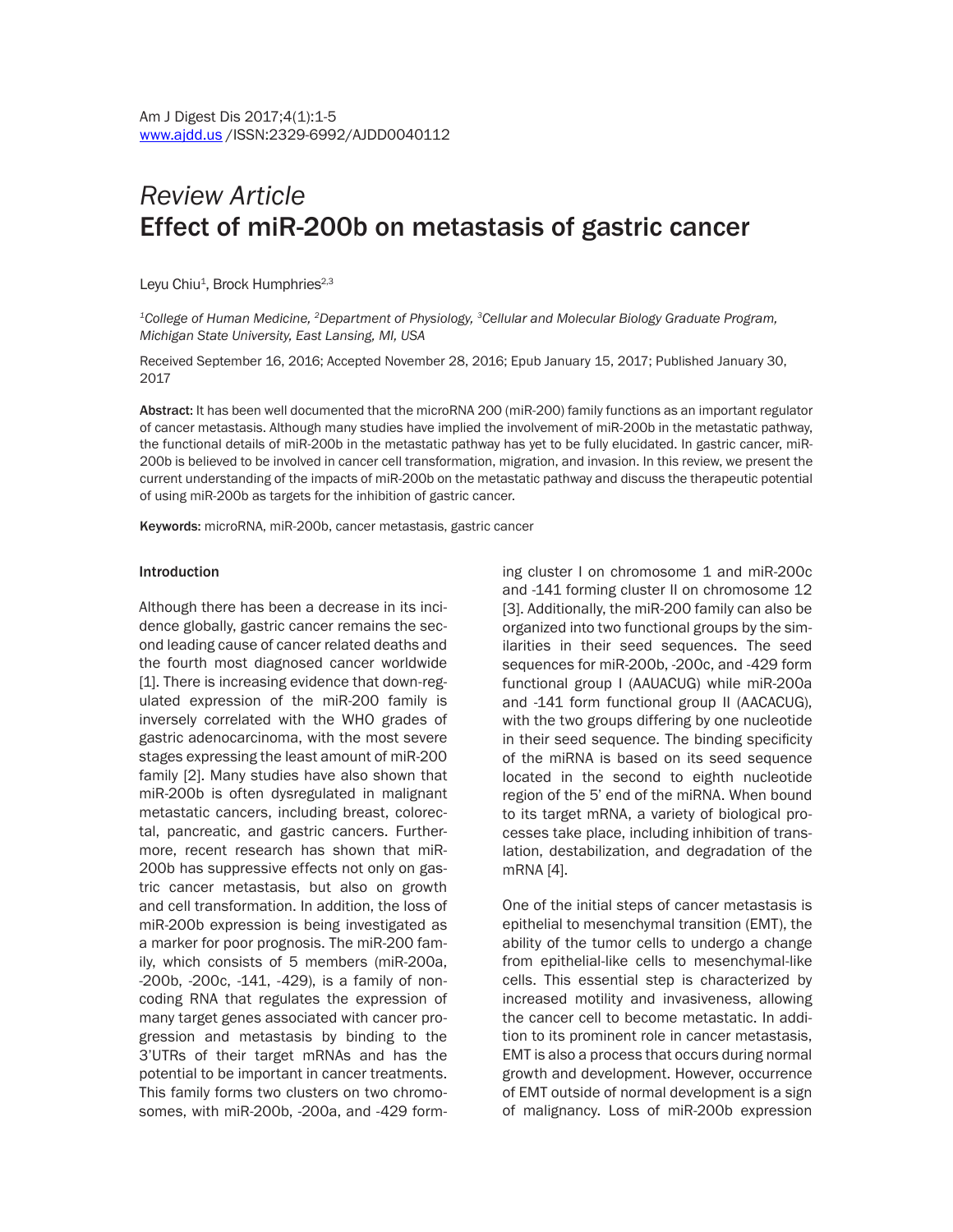*Review Article*

# Effect of miR-200b on metastasis of gastric cancer

Leyu Chiu[1], Brock Humphries[2,3]

[1]*College of Human Medicine,* [2]*Department of Physiology,* [3]*Cellular and Molecular Biology Graduate Program, Michigan State University, East Lansing, MI, USA*

Received September 16, 2016; Accepted November 28, 2016; Epub January 15, 2017; Published January 30, 2017

**Abstract:** It has been well documented that the microRNA 200 (miR-200) family functions as an important regulator of cancer metastasis. Although many studies have implied the involvement of miR-200b in the metastatic pathway, the functional details of miR-200b in the metastatic pathway has yet to be fully elucidated. In gastric cancer, miR-200b is believed to be involved in cancer cell transformation, migration, and invasion. In this review, we present the current understanding of the impacts of miR-200b on the metastatic pathway and discuss the therapeutic potential of using miR-200b as targets for the inhibition of gastric cancer.

**Keywords:** microRNA, miR-200b, cancer metastasis, gastric cancer

## Introduction

Although there has been a decrease in its incidence globally, gastric cancer remains the second leading cause of cancer related deaths and the fourth most diagnosed cancer worldwide [1]. There is increasing evidence that down-regulated expression of the miR-200 family is inversely correlated with the WHO grades of gastric adenocarcinoma, with the most severe stages expressing the least amount of miR-200 family [2]. Many studies have also shown that miR-200b is often dysregulated in malignant metastatic cancers, including breast, colorectal, pancreatic, and gastric cancers. Furthermore, recent research has shown that miR-200b has suppressive effects not only on gastric cancer metastasis, but also on growth and cell transformation. In addition, the loss of miR-200b expression is being investigated as a marker for poor prognosis. The miR-200 family, which consists of 5 members (miR-200a, -200b, -200c, -141, -429), is a family of non-coding RNA that regulates the expression of many target genes associated with cancer progression and metastasis by binding to the 3'UTRs of their target mRNAs and has the potential to be important in cancer treatments. This family forms two clusters on two chromosomes, with miR-200b, -200a, and -429 forming cluster I on chromosome 1 and miR-200c and -141 forming cluster II on chromosome 12 [3]. Additionally, the miR-200 family can also be organized into two functional groups by the similarities in their seed sequences. The seed sequences for miR-200b, -200c, and -429 form functional group I (AAUACUG) while miR-200a and -141 form functional group II (AACACUG), with the two groups differing by one nucleotide in their seed sequence. The binding specificity of the miRNA is based on its seed sequence located in the second to eighth nucleotide region of the 5' end of the miRNA. When bound to its target mRNA, a variety of biological processes take place, including inhibition of translation, destabilization, and degradation of the mRNA [4].

One of the initial steps of cancer metastasis is epithelial to mesenchymal transition (EMT), the ability of the tumor cells to undergo a change from epithelial-like cells to mesenchymal-like cells. This essential step is characterized by increased motility and invasiveness, allowing the cancer cell to become metastatic. In addition to its prominent role in cancer metastasis, EMT is also a process that occurs during normal growth and development. However, occurrence of EMT outside of normal development is a sign of malignancy. Loss of miR-200b expression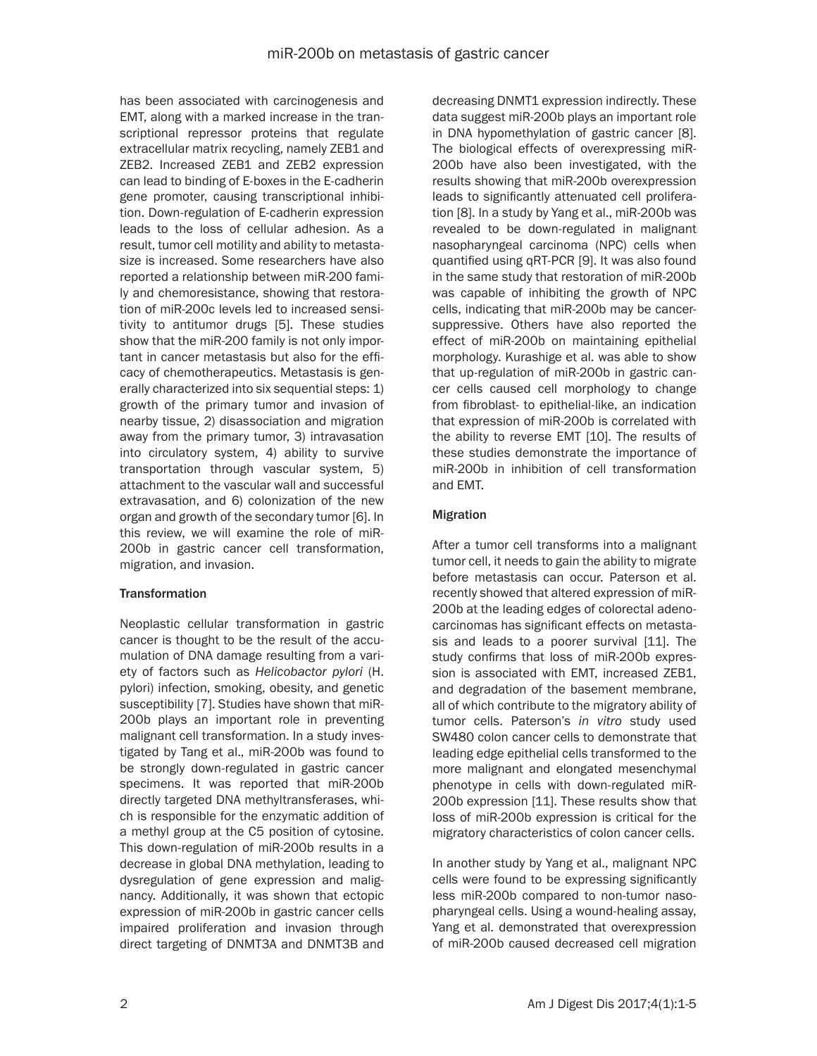has been associated with carcinogenesis and EMT, along with a marked increase in the transcriptional repressor proteins that regulate extracellular matrix recycling, namely ZEB1 and ZEB2. Increased ZEB1 and ZEB2 expression can lead to binding of E-boxes in the E-cadherin gene promoter, causing transcriptional inhibition. Down-regulation of E-cadherin expression leads to the loss of cellular adhesion. As a result, tumor cell motility and ability to metastasize is increased. Some researchers have also reported a relationship between miR-200 family and chemoresistance, showing that restoration of miR-200c levels led to increased sensitivity to antitumor drugs [5]. These studies show that the miR-200 family is not only important in cancer metastasis but also for the efficacy of chemotherapeutics. Metastasis is generally characterized into six sequential steps: 1) growth of the primary tumor and invasion of nearby tissue, 2) disassociation and migration away from the primary tumor, 3) intravasation into circulatory system, 4) ability to survive transportation through vascular system, 5) attachment to the vascular wall and successful extravasation, and 6) colonization of the new organ and growth of the secondary tumor [6]. In this review, we will examine the role of miR-200b in gastric cancer cell transformation, migration, and invasion.

## Transformation

Neoplastic cellular transformation in gastric cancer is thought to be the result of the accumulation of DNA damage resulting from a variety of factors such as *Helicobactor pylori* (H. pylori) infection, smoking, obesity, and genetic susceptibility [7]. Studies have shown that miR-200b plays an important role in preventing malignant cell transformation. In a study investigated by Tang et al., miR-200b was found to be strongly down-regulated in gastric cancer specimens. It was reported that miR-200b directly targeted DNA methyltransferases, which is responsible for the enzymatic addition of a methyl group at the C5 position of cytosine. This down-regulation of miR-200b results in a decrease in global DNA methylation, leading to dysregulation of gene expression and malignancy. Additionally, it was shown that ectopic expression of miR-200b in gastric cancer cells impaired proliferation and invasion through direct targeting of DNMT3A and DNMT3B and decreasing DNMT1 expression indirectly. These data suggest miR-200b plays an important role in DNA hypomethylation of gastric cancer [8]. The biological effects of overexpressing miR-200b have also been investigated, with the results showing that miR-200b overexpression leads to significantly attenuated cell proliferation [8]. In a study by Yang et al., miR-200b was revealed to be down-regulated in malignant nasopharyngeal carcinoma (NPC) cells when quantified using qRT-PCR [9]. It was also found in the same study that restoration of miR-200b was capable of inhibiting the growth of NPC cells, indicating that miR-200b may be cancer-suppressive. Others have also reported the effect of miR-200b on maintaining epithelial morphology. Kurashige et al. was able to show that up-regulation of miR-200b in gastric cancer cells caused cell morphology to change from fibroblast- to epithelial-like, an indication that expression of miR-200b is correlated with the ability to reverse EMT [10]. The results of these studies demonstrate the importance of miR-200b in inhibition of cell transformation and EMT.

## Migration

After a tumor cell transforms into a malignant tumor cell, it needs to gain the ability to migrate before metastasis can occur. Paterson et al. recently showed that altered expression of miR-200b at the leading edges of colorectal adenocarcinomas has significant effects on metastasis and leads to a poorer survival [11]. The study confirms that loss of miR-200b expression is associated with EMT, increased ZEB1, and degradation of the basement membrane, all of which contribute to the migratory ability of tumor cells. Paterson's *in vitro* study used SW480 colon cancer cells to demonstrate that leading edge epithelial cells transformed to the more malignant and elongated mesenchymal phenotype in cells with down-regulated miR-200b expression [11]. These results show that loss of miR-200b expression is critical for the migratory characteristics of colon cancer cells.

In another study by Yang et al., malignant NPC cells were found to be expressing significantly less miR-200b compared to non-tumor nasopharyngeal cells. Using a wound-healing assay, Yang et al. demonstrated that overexpression of miR-200b caused decreased cell migration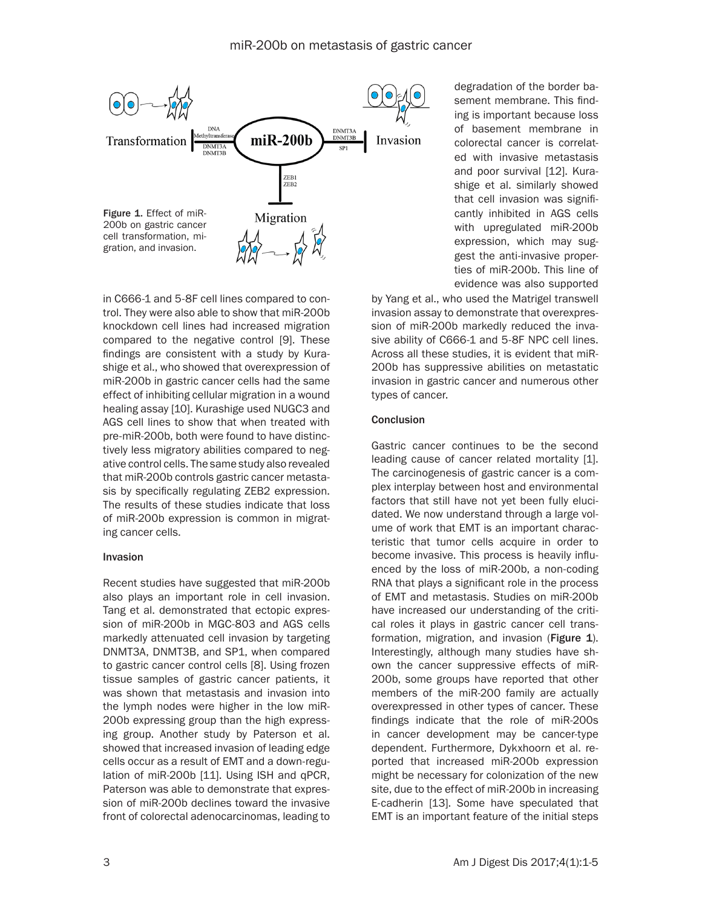Figure 1. Effect of miR-200b on gastric cancer cell transformation, migration, and invasion.

degradation of the border basement membrane. This finding is important because loss of basement membrane in colorectal cancer is correlated with invasive metastasis and poor survival [12]. Kurashige et al. similarly showed that cell invasion was significantly inhibited in AGS cells with upregulated miR-200b expression, which may suggest the anti-invasive properties of miR-200b. This line of evidence was also supported

in C666-1 and 5-8F cell lines compared to control. They were also able to show that miR-200b knockdown cell lines had increased migration compared to the negative control [9]. These findings are consistent with a study by Kurashige et al., who showed that overexpression of miR-200b in gastric cancer cells had the same effect of inhibiting cellular migration in a wound healing assay [10]. Kurashige used NUGC3 and AGS cell lines to show that when treated with pre-miR-200b, both were found to have distinctively less migratory abilities compared to negative control cells. The same study also revealed that miR-200b controls gastric cancer metastasis by specifically regulating ZEB2 expression. The results of these studies indicate that loss of miR-200b expression is common in migrating cancer cells.

#### Invasion

Recent studies have suggested that miR-200b also plays an important role in cell invasion. Tang et al. demonstrated that ectopic expression of miR-200b in MGC-803 and AGS cells markedly attenuated cell invasion by targeting DNMT3A, DNMT3B, and SP1, when compared to gastric cancer control cells [8]. Using frozen tissue samples of gastric cancer patients, it was shown that metastasis and invasion into the lymph nodes were higher in the low miR-200b expressing group than the high expressing group. Another study by Paterson et al. showed that increased invasion of leading edge cells occur as a result of EMT and a down-regulation of miR-200b [11]. Using ISH and qPCR, Paterson was able to demonstrate that expression of miR-200b declines toward the invasive front of colorectal adenocarcinomas, leading to degradation of the border basement membrane.

by Yang et al., who used the Matrigel transwell invasion assay to demonstrate that overexpression of miR-200b markedly reduced the invasive ability of C666-1 and 5-8F NPC cell lines. Across all these studies, it is evident that miR-200b has suppressive abilities on metastatic invasion in gastric cancer and numerous other types of cancer.

#### Conclusion

Gastric cancer continues to be the second leading cause of cancer related mortality [1]. The carcinogenesis of gastric cancer is a complex interplay between host and environmental factors that still have not yet been fully elucidated. We now understand through a large volume of work that EMT is an important characteristic that tumor cells acquire in order to become invasive. This process is heavily influenced by the loss of miR-200b, a non-coding RNA that plays a significant role in the process of EMT and metastasis. Studies on miR-200b have increased our understanding of the critical roles it plays in gastric cancer cell transformation, migration, and invasion (**Figure 1**). Interestingly, although many studies have shown the cancer suppressive effects of miR-200b, some groups have reported that other members of the miR-200 family are actually overexpressed in other types of cancer. These findings indicate that the role of miR-200s in cancer development may be cancer-type dependent. Furthermore, Dykxhoorn et al. reported that increased miR-200b expression might be necessary for colonization of the new site, due to the effect of miR-200b in increasing E-cadherin [13]. Some have speculated that EMT is an important feature of the initial steps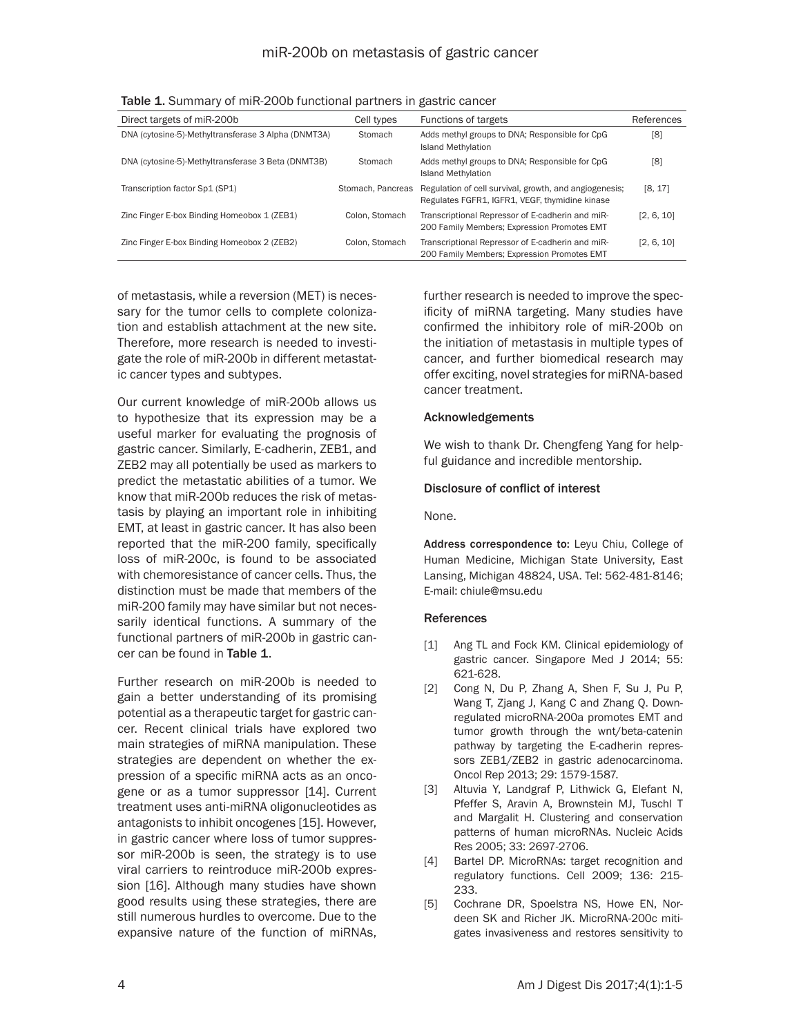Table 1. Summary of miR-200b functional partners in gastric cancer

| Direct targets of miR-200b | Cell types | Functions of targets | References |
|---|---|---|---|
| DNA (cytosine-5)-Methyltransferase 3 Alpha (DNMT3A) | Stomach | Adds methyl groups to DNA; Responsible for CpG Island Methylation | [8] |
| DNA (cytosine-5)-Methyltransferase 3 Beta (DNMT3B) | Stomach | Adds methyl groups to DNA; Responsible for CpG Island Methylation | [8] |
| Transcription factor Sp1 (SP1) | Stomach, Pancreas | Regulation of cell survival, growth, and angiogenesis; Regulates FGFR1, IGFR1, VEGF, thymidine kinase | [8, 17] |
| Zinc Finger E-box Binding Homeobox 1 (ZEB1) | Colon, Stomach | Transcriptional Repressor of E-cadherin and miR-200 Family Members; Expression Promotes EMT | [2, 6, 10] |
| Zinc Finger E-box Binding Homeobox 2 (ZEB2) | Colon, Stomach | Transcriptional Repressor of E-cadherin and miR-200 Family Members; Expression Promotes EMT | [2, 6, 10] |

of metastasis, while a reversion (MET) is necessary for the tumor cells to complete colonization and establish attachment at the new site. Therefore, more research is needed to investigate the role of miR-200b in different metastatic cancer types and subtypes.

Our current knowledge of miR-200b allows us to hypothesize that its expression may be a useful marker for evaluating the prognosis of gastric cancer. Similarly, E-cadherin, ZEB1, and ZEB2 may all potentially be used as markers to predict the metastatic abilities of a tumor. We know that miR-200b reduces the risk of metastasis by playing an important role in inhibiting EMT, at least in gastric cancer. It has also been reported that the miR-200 family, specifically loss of miR-200c, is found to be associated with chemoresistance of cancer cells. Thus, the distinction must be made that members of the miR-200 family may have similar but not necessarily identical functions. A summary of the functional partners of miR-200b in gastric cancer can be found in **Table 1**.

Further research on miR-200b is needed to gain a better understanding of its promising potential as a therapeutic target for gastric cancer. Recent clinical trials have explored two main strategies of miRNA manipulation. These strategies are dependent on whether the expression of a specific miRNA acts as an oncogene or as a tumor suppressor [14]. Current treatment uses anti-miRNA oligonucleotides as antagonists to inhibit oncogenes [15]. However, in gastric cancer where loss of tumor suppressor miR-200b is seen, the strategy is to use viral carriers to reintroduce miR-200b expression [16]. Although many studies have shown good results using these strategies, there are still numerous hurdles to overcome. Due to the expansive nature of the function of miRNAs, further research is needed to improve the specificity of miRNA targeting. Many studies have confirmed the inhibitory role of miR-200b on the initiation of metastasis in multiple types of cancer, and further biomedical research may offer exciting, novel strategies for miRNA-based cancer treatment.

#### Acknowledgements

We wish to thank Dr. Chengfeng Yang for helpful guidance and incredible mentorship.

#### Disclosure of conflict of interest

None.

**Address correspondence to:** Leyu Chiu, College of Human Medicine, Michigan State University, East Lansing, Michigan 48824, USA. Tel: 562-481-8146; E-mail: chiule@msu.edu

#### References

[1] Ang TL and Fock KM. Clinical epidemiology of gastric cancer. Singapore Med J 2014; 55: 621-628.

[2] Cong N, Du P, Zhang A, Shen F, Su J, Pu P, Wang T, Zjang J, Kang C and Zhang Q. Downregulated microRNA-200a promotes EMT and tumor growth through the wnt/beta-catenin pathway by targeting the E-cadherin repressors ZEB1/ZEB2 in gastric adenocarcinoma. Oncol Rep 2013; 29: 1579-1587.

[3] Altuvia Y, Landgraf P, Lithwick G, Elefant N, Pfeffer S, Aravin A, Brownstein MJ, Tuschl T and Margalit H. Clustering and conservation patterns of human microRNAs. Nucleic Acids Res 2005; 33: 2697-2706.

[4] Bartel DP. MicroRNAs: target recognition and regulatory functions. Cell 2009; 136: 215-233.

[5] Cochrane DR, Spoelstra NS, Howe EN, Nordeen SK and Richer JK. MicroRNA-200c mitigates invasiveness and restores sensitivity to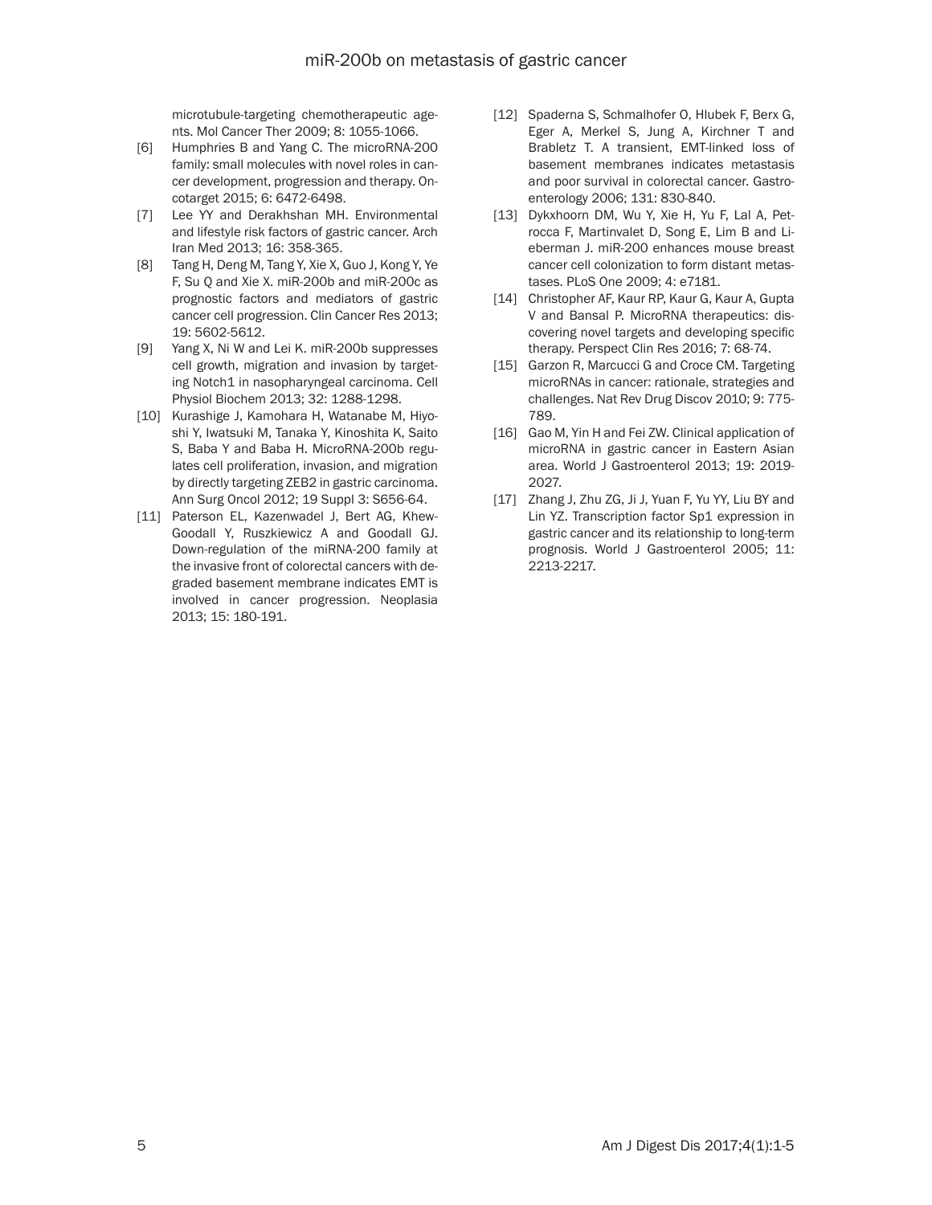microtubule-targeting chemotherapeutic agents. Mol Cancer Ther 2009; 8: 1055-1066.

[6] Humphries B and Yang C. The microRNA-200 family: small molecules with novel roles in cancer development, progression and therapy. Oncotarget 2015; 6: 6472-6498.

[7] Lee YY and Derakhshan MH. Environmental and lifestyle risk factors of gastric cancer. Arch Iran Med 2013; 16: 358-365.

[8] Tang H, Deng M, Tang Y, Xie X, Guo J, Kong Y, Ye F, Su Q and Xie X. miR-200b and miR-200c as prognostic factors and mediators of gastric cancer cell progression. Clin Cancer Res 2013; 19: 5602-5612.

[9] Yang X, Ni W and Lei K. miR-200b suppresses cell growth, migration and invasion by targeting Notch1 in nasopharyngeal carcinoma. Cell Physiol Biochem 2013; 32: 1288-1298.

[10] Kurashige J, Kamohara H, Watanabe M, Hiyoshi Y, Iwatsuki M, Tanaka Y, Kinoshita K, Saito S, Baba Y and Baba H. MicroRNA-200b regulates cell proliferation, invasion, and migration by directly targeting ZEB2 in gastric carcinoma. Ann Surg Oncol 2012; 19 Suppl 3: S656-64.

[11] Paterson EL, Kazenwadel J, Bert AG, Khew-Goodall Y, Ruszkiewicz A and Goodall GJ. Down-regulation of the miRNA-200 family at the invasive front of colorectal cancers with degraded basement membrane indicates EMT is involved in cancer progression. Neoplasia 2013; 15: 180-191.

[12] Spaderna S, Schmalhofer O, Hlubek F, Berx G, Eger A, Merkel S, Jung A, Kirchner T and Brabletz T. A transient, EMT-linked loss of basement membranes indicates metastasis and poor survival in colorectal cancer. Gastroenterology 2006; 131: 830-840.

[13] Dykxhoorn DM, Wu Y, Xie H, Yu F, Lal A, Petrocca F, Martinvalet D, Song E, Lim B and Lieberman J. miR-200 enhances mouse breast cancer cell colonization to form distant metastases. PLoS One 2009; 4: e7181.

[14] Christopher AF, Kaur RP, Kaur G, Kaur A, Gupta V and Bansal P. MicroRNA therapeutics: discovering novel targets and developing specific therapy. Perspect Clin Res 2016; 7: 68-74.

[15] Garzon R, Marcucci G and Croce CM. Targeting microRNAs in cancer: rationale, strategies and challenges. Nat Rev Drug Discov 2010; 9: 775-789.

[16] Gao M, Yin H and Fei ZW. Clinical application of microRNA in gastric cancer in Eastern Asian area. World J Gastroenterol 2013; 19: 2019-2027.

[17] Zhang J, Zhu ZG, Ji J, Yuan F, Yu YY, Liu BY and Lin YZ. Transcription factor Sp1 expression in gastric cancer and its relationship to long-term prognosis. World J Gastroenterol 2005; 11: 2213-2217.